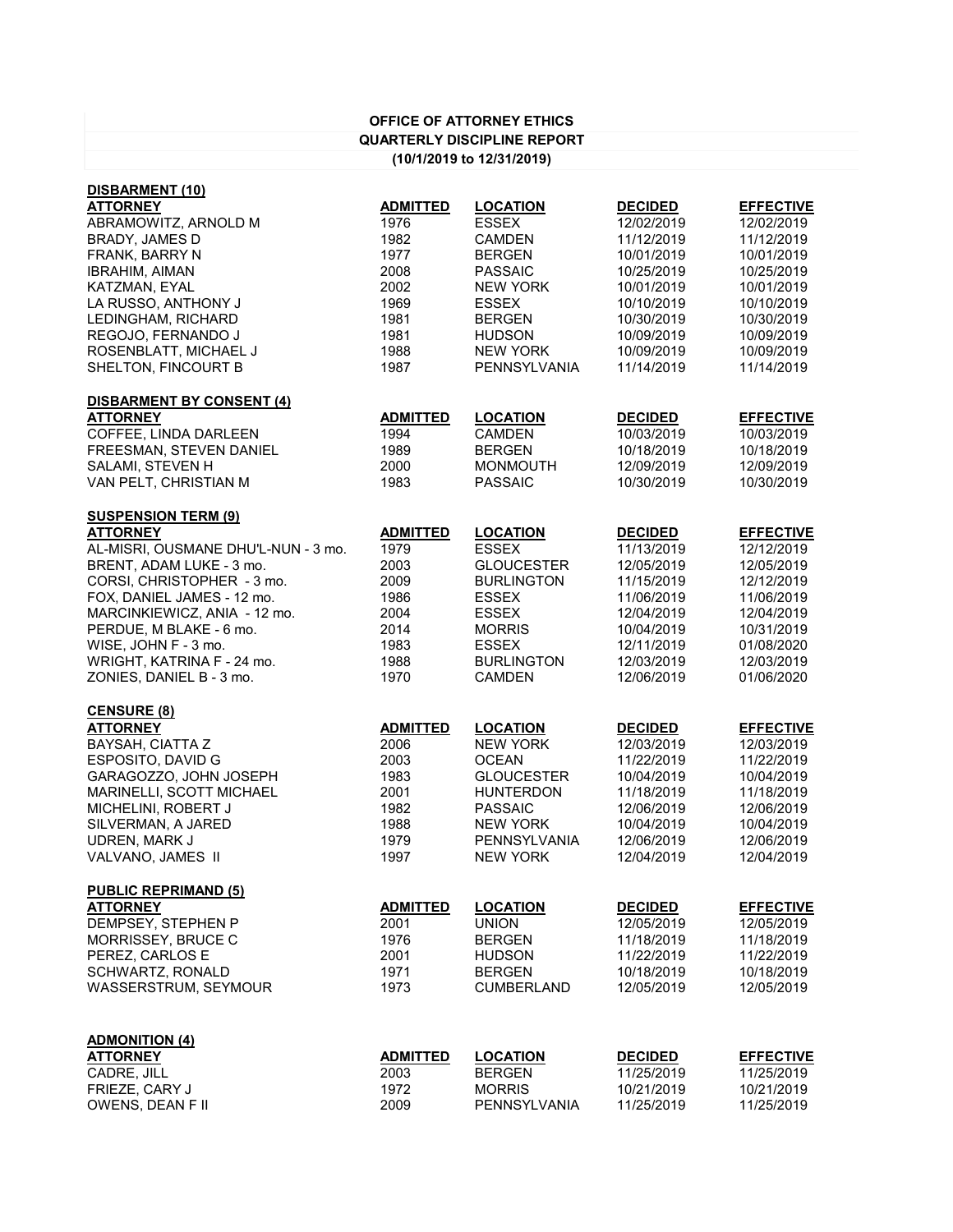# OFFICE OF ATTORNEY ETHICS

## QUARTERLY DISCIPLINE REPORT

### (10/1/2019 to 12/31/2019)

**DISBARMENT (10)**

| ATTORNEY | ADMITTED | LOCATION | DECIDED | EFFECTIVE |
|---|---|---|---|---|
| ABRAMOWITZ, ARNOLD M | 1976 | ESSEX | 12/02/2019 | 12/02/2019 |
| BRADY, JAMES D | 1982 | CAMDEN | 11/12/2019 | 11/12/2019 |
| FRANK, BARRY N | 1977 | BERGEN | 10/01/2019 | 10/01/2019 |
| IBRAHIM, AIMAN | 2008 | PASSAIC | 10/25/2019 | 10/25/2019 |
| KATZMAN, EYAL | 2002 | NEW YORK | 10/01/2019 | 10/01/2019 |
| LA RUSSO, ANTHONY J | 1969 | ESSEX | 10/10/2019 | 10/10/2019 |
| LEDINGHAM, RICHARD | 1981 | BERGEN | 10/30/2019 | 10/30/2019 |
| REGOJO, FERNANDO J | 1981 | HUDSON | 10/09/2019 | 10/09/2019 |
| ROSENBLATT, MICHAEL J | 1988 | NEW YORK | 10/09/2019 | 10/09/2019 |
| SHELTON, FINCOURT B | 1987 | PENNSYLVANIA | 11/14/2019 | 11/14/2019 |

**DISBARMENT BY CONSENT (4)**

| ATTORNEY | ADMITTED | LOCATION | DECIDED | EFFECTIVE |
|---|---|---|---|---|
| COFFEE, LINDA DARLEEN | 1994 | CAMDEN | 10/03/2019 | 10/03/2019 |
| FREESMAN, STEVEN DANIEL | 1989 | BERGEN | 10/18/2019 | 10/18/2019 |
| SALAMI, STEVEN H | 2000 | MONMOUTH | 12/09/2019 | 12/09/2019 |
| VAN PELT, CHRISTIAN M | 1983 | PASSAIC | 10/30/2019 | 10/30/2019 |

**SUSPENSION TERM (9)**

| ATTORNEY | ADMITTED | LOCATION | DECIDED | EFFECTIVE |
|---|---|---|---|---|
| AL-MISRI, OUSMANE DHU'L-NUN - 3 mo. | 1979 | ESSEX | 11/13/2019 | 12/12/2019 |
| BRENT, ADAM LUKE - 3 mo. | 2003 | GLOUCESTER | 12/05/2019 | 12/05/2019 |
| CORSI, CHRISTOPHER - 3 mo. | 2009 | BURLINGTON | 11/15/2019 | 12/12/2019 |
| FOX, DANIEL JAMES - 12 mo. | 1986 | ESSEX | 11/06/2019 | 11/06/2019 |
| MARCINKIEWICZ, ANIA - 12 mo. | 2004 | ESSEX | 12/04/2019 | 12/04/2019 |
| PERDUE, M BLAKE - 6 mo. | 2014 | MORRIS | 10/04/2019 | 10/31/2019 |
| WISE, JOHN F - 3 mo. | 1983 | ESSEX | 12/11/2019 | 01/08/2020 |
| WRIGHT, KATRINA F - 24 mo. | 1988 | BURLINGTON | 12/03/2019 | 12/03/2019 |
| ZONIES, DANIEL B - 3 mo. | 1970 | CAMDEN | 12/06/2019 | 01/06/2020 |

**CENSURE (8)**

| ATTORNEY | ADMITTED | LOCATION | DECIDED | EFFECTIVE |
|---|---|---|---|---|
| BAYSAH, CIATTA Z | 2006 | NEW YORK | 12/03/2019 | 12/03/2019 |
| ESPOSITO, DAVID G | 2003 | OCEAN | 11/22/2019 | 11/22/2019 |
| GARAGOZZO, JOHN JOSEPH | 1983 | GLOUCESTER | 10/04/2019 | 10/04/2019 |
| MARINELLI, SCOTT MICHAEL | 2001 | HUNTERDON | 11/18/2019 | 11/18/2019 |
| MICHELINI, ROBERT J | 1982 | PASSAIC | 12/06/2019 | 12/06/2019 |
| SILVERMAN, A JARED | 1988 | NEW YORK | 10/04/2019 | 10/04/2019 |
| UDREN, MARK J | 1979 | PENNSYLVANIA | 12/06/2019 | 12/06/2019 |
| VALVANO, JAMES II | 1997 | NEW YORK | 12/04/2019 | 12/04/2019 |

**PUBLIC REPRIMAND (5)**

| ATTORNEY | ADMITTED | LOCATION | DECIDED | EFFECTIVE |
|---|---|---|---|---|
| DEMPSEY, STEPHEN P | 2001 | UNION | 12/05/2019 | 12/05/2019 |
| MORRISSEY, BRUCE C | 1976 | BERGEN | 11/18/2019 | 11/18/2019 |
| PEREZ, CARLOS E | 2001 | HUDSON | 11/22/2019 | 11/22/2019 |
| SCHWARTZ, RONALD | 1971 | BERGEN | 10/18/2019 | 10/18/2019 |
| WASSERSTRUM, SEYMOUR | 1973 | CUMBERLAND | 12/05/2019 | 12/05/2019 |

**ADMONITION (4)**

| ATTORNEY | ADMITTED | LOCATION | DECIDED | EFFECTIVE |
|---|---|---|---|---|
| CADRE, JILL | 2003 | BERGEN | 11/25/2019 | 11/25/2019 |
| FRIEZE, CARY J | 1972 | MORRIS | 10/21/2019 | 10/21/2019 |
| OWENS, DEAN F II | 2009 | PENNSYLVANIA | 11/25/2019 | 11/25/2019 |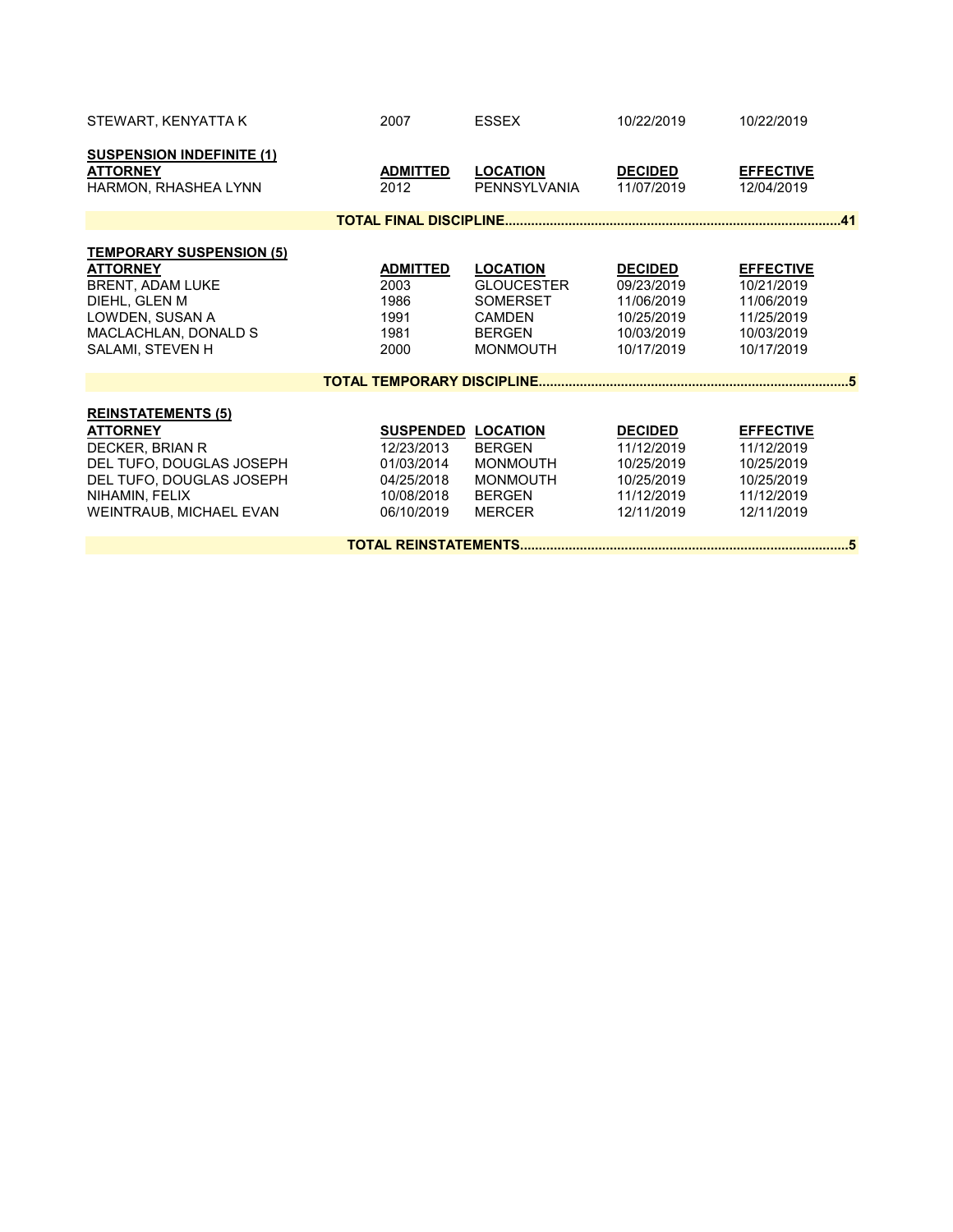| | | | | |
|---|---|---|---|---|
| STEWART, KENYATTA K | 2007 | ESSEX | 10/22/2019 | 10/22/2019 |

**SUSPENSION INDEFINITE (1)**

| ATTORNEY | ADMITTED | LOCATION | DECIDED | EFFECTIVE |
|---|---|---|---|---|
| HARMON, RHASHEA LYNN | 2012 | PENNSYLVANIA | 11/07/2019 | 12/04/2019 |

**TOTAL FINAL DISCIPLINE..........41**

**TEMPORARY SUSPENSION (5)**

| ATTORNEY | ADMITTED | LOCATION | DECIDED | EFFECTIVE |
|---|---|---|---|---|
| BRENT, ADAM LUKE | 2003 | GLOUCESTER | 09/23/2019 | 10/21/2019 |
| DIEHL, GLEN M | 1986 | SOMERSET | 11/06/2019 | 11/06/2019 |
| LOWDEN, SUSAN A | 1991 | CAMDEN | 10/25/2019 | 11/25/2019 |
| MACLACHLAN, DONALD S | 1981 | BERGEN | 10/03/2019 | 10/03/2019 |
| SALAMI, STEVEN H | 2000 | MONMOUTH | 10/17/2019 | 10/17/2019 |

**TOTAL TEMPORARY DISCIPLINE..........5**

**REINSTATEMENTS (5)**

| ATTORNEY | SUSPENDED | LOCATION | DECIDED | EFFECTIVE |
|---|---|---|---|---|
| DECKER, BRIAN R | 12/23/2013 | BERGEN | 11/12/2019 | 11/12/2019 |
| DEL TUFO, DOUGLAS JOSEPH | 01/03/2014 | MONMOUTH | 10/25/2019 | 10/25/2019 |
| DEL TUFO, DOUGLAS JOSEPH | 04/25/2018 | MONMOUTH | 10/25/2019 | 10/25/2019 |
| NIHAMIN, FELIX | 10/08/2018 | BERGEN | 11/12/2019 | 11/12/2019 |
| WEINTRAUB, MICHAEL EVAN | 06/10/2019 | MERCER | 12/11/2019 | 12/11/2019 |

**TOTAL REINSTATEMENTS..........5**